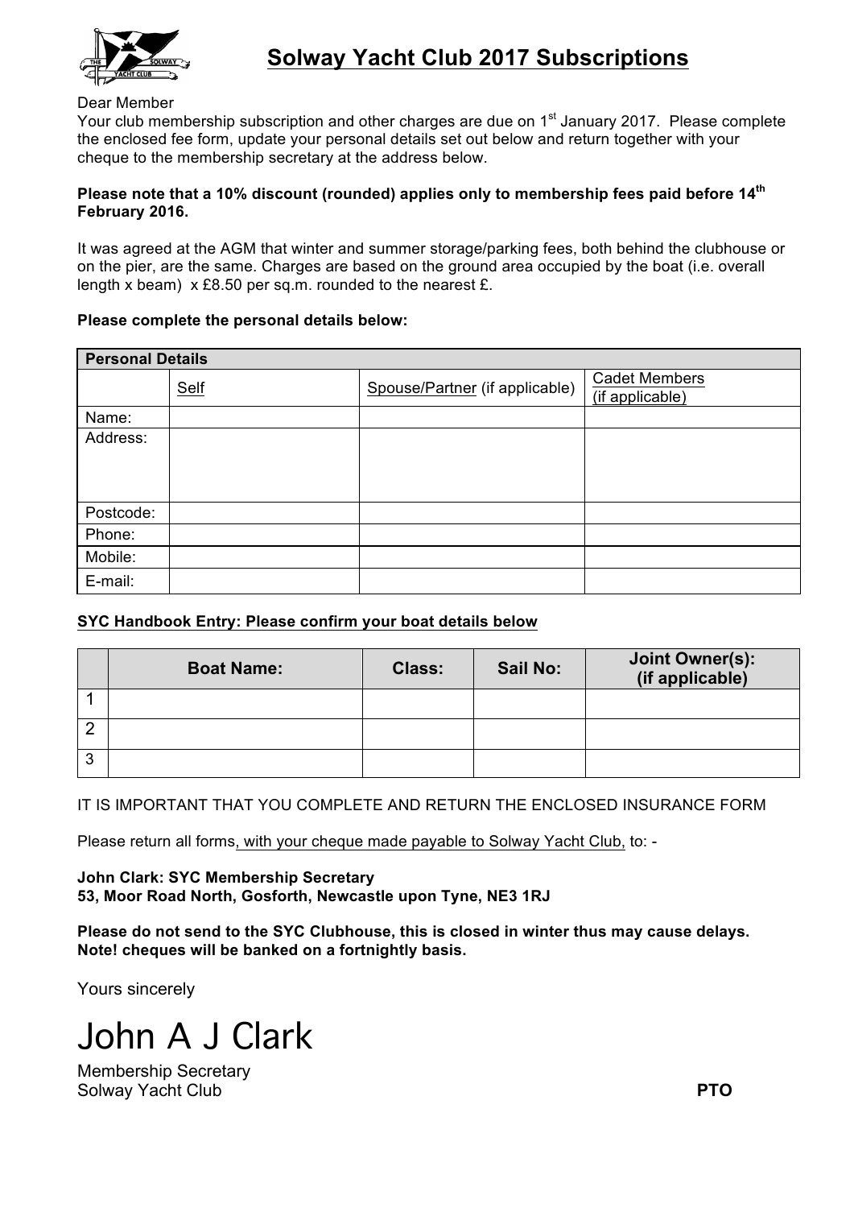# Solway Yacht Club 2017 Subscriptions

Dear Member

Your club membership subscription and other charges are due on 1st January 2017. Please complete the enclosed fee form, update your personal details set out below and return together with your cheque to the membership secretary at the address below.

**Please note that a 10% discount (rounded) applies only to membership fees paid before 14th February 2016.**

It was agreed at the AGM that winter and summer storage/parking fees, both behind the clubhouse or on the pier, are the same. Charges are based on the ground area occupied by the boat (i.e. overall length x beam) x £8.50 per sq.m. rounded to the nearest £.

**Please complete the personal details below:**

| **Personal Details** | | | |
|---|---|---|---|
| | Self | Spouse/Partner (if applicable) | Cadet Members (if applicable) |
| Name: | | | |
| Address: | | | |
| Postcode: | | | |
| Phone: | | | |
| Mobile: | | | |
| E-mail: | | | |

**SYC Handbook Entry: Please confirm your boat details below**

| | **Boat Name:** | **Class:** | **Sail No:** | **Joint Owner(s): (if applicable)** |
|---|---|---|---|---|
| 1 | | | | |
| 2 | | | | |
| 3 | | | | |

IT IS IMPORTANT THAT YOU COMPLETE AND RETURN THE ENCLOSED INSURANCE FORM

Please return all forms, with your cheque made payable to Solway Yacht Club, to: -

**John Clark: SYC Membership Secretary**
**53, Moor Road North, Gosforth, Newcastle upon Tyne, NE3 1RJ**

**Please do not send to the SYC Clubhouse, this is closed in winter thus may cause delays.**
**Note! cheques will be banked on a fortnightly basis.**

Yours sincerely

John A J Clark

Membership Secretary
Solway Yacht Club

**PTO**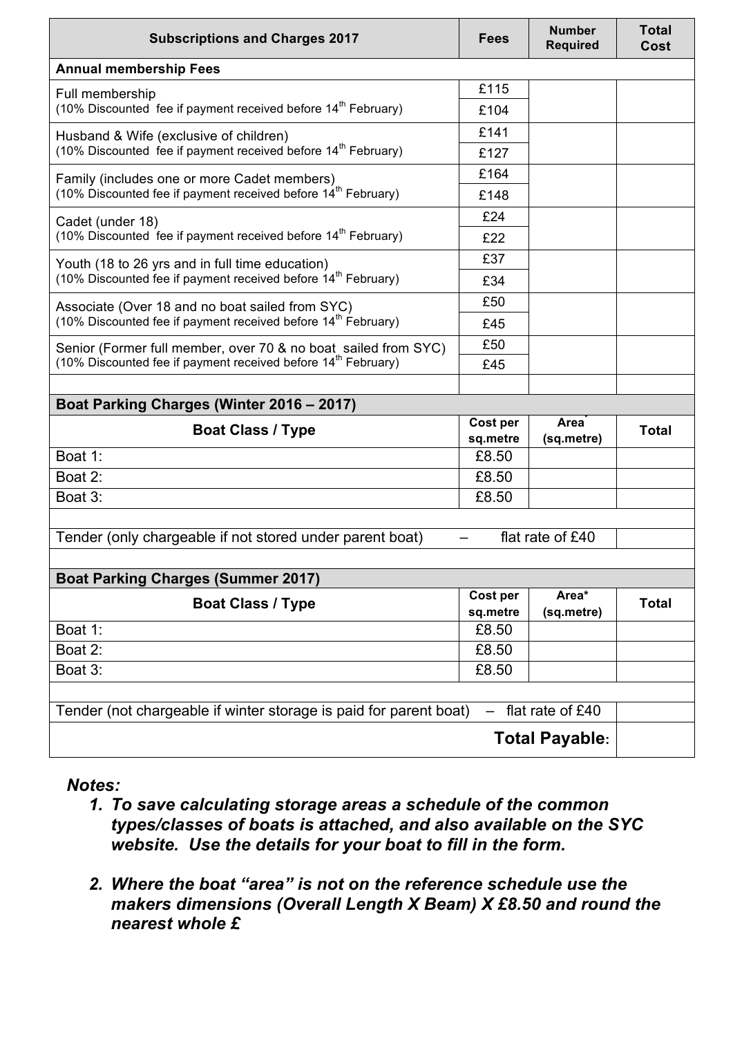| Subscriptions and Charges 2017 | Fees | Number Required | Total Cost |
|---|---|---|---|
| **Annual membership Fees** | | | |
| Full membership<br>(10% Discounted fee if payment received before 14th February) | £115<br>£104 | | |
| Husband & Wife (exclusive of children)<br>(10% Discounted fee if payment received before 14th February) | £141<br>£127 | | |
| Family (includes one or more Cadet members)<br>(10% Discounted fee if payment received before 14th February) | £164<br>£148 | | |
| Cadet (under 18)<br>(10% Discounted fee if payment received before 14th February) | £24<br>£22 | | |
| Youth (18 to 26 yrs and in full time education)<br>(10% Discounted fee if payment received before 14th February) | £37<br>£34 | | |
| Associate (Over 18 and no boat sailed from SYC)<br>(10% Discounted fee if payment received before 14th February) | £50<br>£45 | | |
| Senior (Former full member, over 70 & no boat sailed from SYC)<br>(10% Discounted fee if payment received before 14th February) | £50<br>£45 | | |
| | | | |
| **Boat Parking Charges (Winter 2016 – 2017)** | | | |
| **Boat Class / Type** | **Cost per sq.metre** | **Area* (sq.metre)** | **Total** |
| Boat 1: | £8.50 | | |
| Boat 2: | £8.50 | | |
| Boat 3: | £8.50 | | |
| | | | |
| Tender (only chargeable if not stored under parent boat) | – | flat rate of £40 | |
| | | | |
| **Boat Parking Charges (Summer 2017)** | | | |
| **Boat Class / Type** | **Cost per sq.metre** | **Area* (sq.metre)** | **Total** |
| Boat 1: | £8.50 | | |
| Boat 2: | £8.50 | | |
| Boat 3: | £8.50 | | |
| | | | |
| Tender (not chargeable if winter storage is paid for parent boat) | – | flat rate of £40 | |
| | | **Total Payable:** | |

***Notes:***

1. ***To save calculating storage areas a schedule of the common types/classes of boats is attached, and also available on the SYC website. Use the details for your boat to fill in the form.***

2. ***Where the boat "area" is not on the reference schedule use the makers dimensions (Overall Length X Beam) X £8.50 and round the nearest whole £***